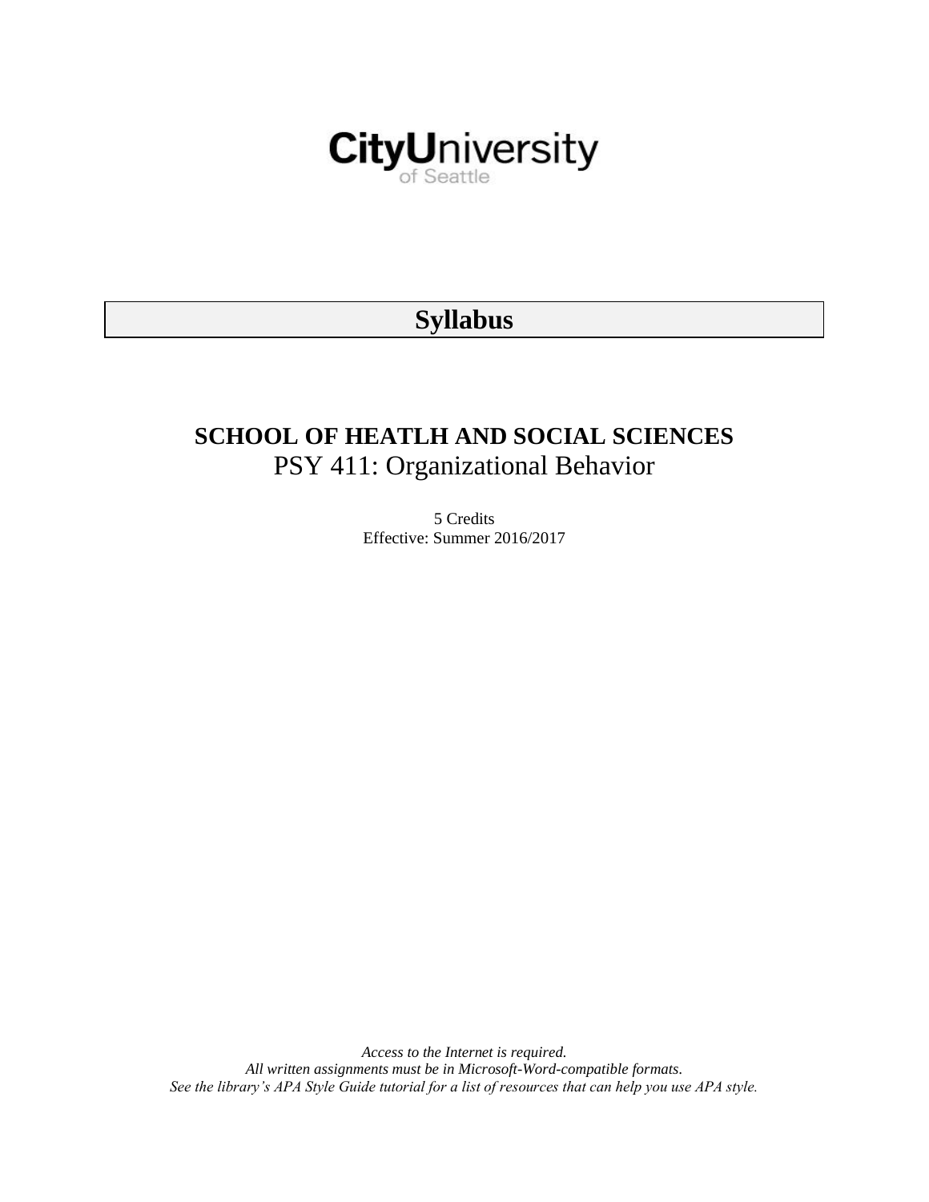CityUniversity of Seattle

# Syllabus

## SCHOOL OF HEATLH AND SOCIAL SCIENCES

PSY 411: Organizational Behavior

5 Credits
Effective: Summer 2016/2017

*Access to the Internet is required.*
*All written assignments must be in Microsoft-Word-compatible formats.*
*See the library's APA Style Guide tutorial for a list of resources that can help you use APA style.*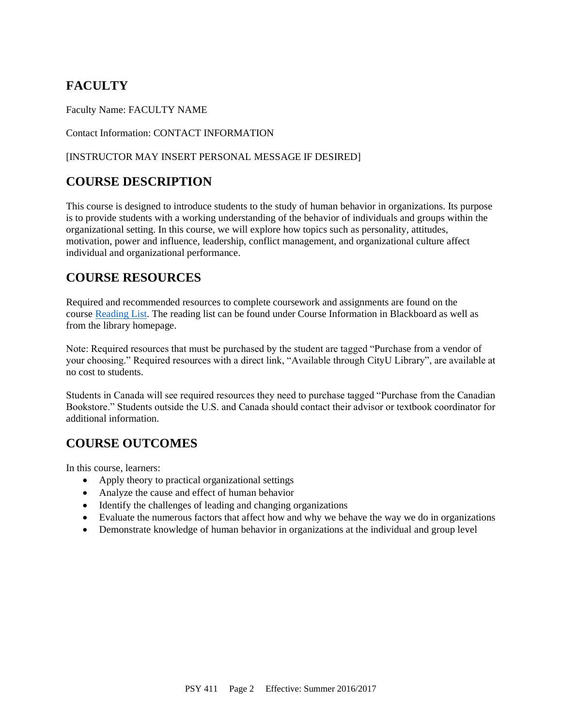## FACULTY

Faculty Name: FACULTY NAME

Contact Information: CONTACT INFORMATION

[INSTRUCTOR MAY INSERT PERSONAL MESSAGE IF DESIRED]

## COURSE DESCRIPTION

This course is designed to introduce students to the study of human behavior in organizations. Its purpose is to provide students with a working understanding of the behavior of individuals and groups within the organizational setting. In this course, we will explore how topics such as personality, attitudes, motivation, power and influence, leadership, conflict management, and organizational culture affect individual and organizational performance.

## COURSE RESOURCES

Required and recommended resources to complete coursework and assignments are found on the course Reading List. The reading list can be found under Course Information in Blackboard as well as from the library homepage.

Note: Required resources that must be purchased by the student are tagged "Purchase from a vendor of your choosing." Required resources with a direct link, "Available through CityU Library", are available at no cost to students.

Students in Canada will see required resources they need to purchase tagged "Purchase from the Canadian Bookstore." Students outside the U.S. and Canada should contact their advisor or textbook coordinator for additional information.

## COURSE OUTCOMES

In this course, learners:

- Apply theory to practical organizational settings
- Analyze the cause and effect of human behavior
- Identify the challenges of leading and changing organizations
- Evaluate the numerous factors that affect how and why we behave the way we do in organizations
- Demonstrate knowledge of human behavior in organizations at the individual and group level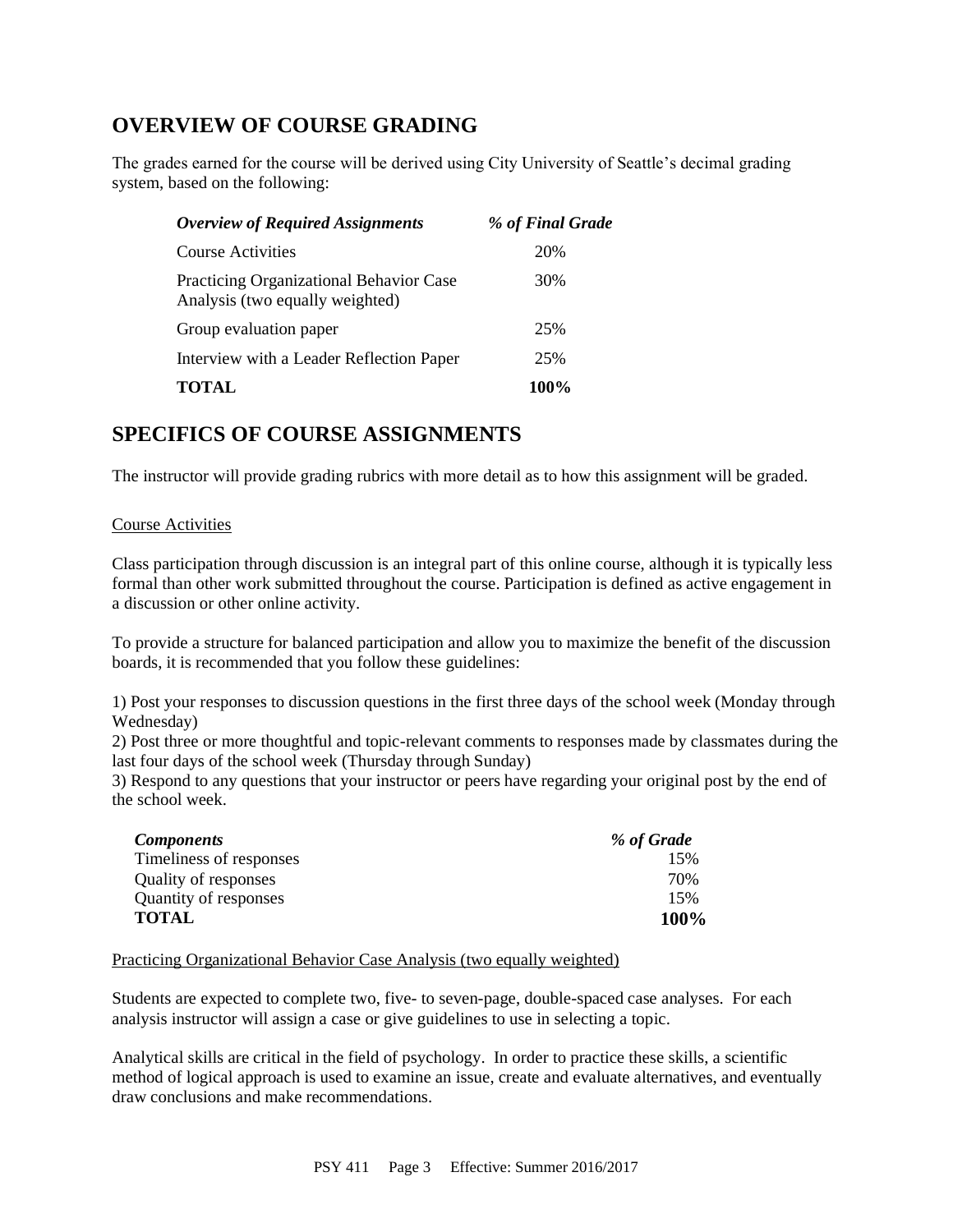## OVERVIEW OF COURSE GRADING

The grades earned for the course will be derived using City University of Seattle's decimal grading system, based on the following:

| *Overview of Required Assignments* | *% of Final Grade* |
| --- | --- |
| Course Activities | 20% |
| Practicing Organizational Behavior Case Analysis (two equally weighted) | 30% |
| Group evaluation paper | 25% |
| Interview with a Leader Reflection Paper | 25% |
| **TOTAL** | **100%** |

## SPECIFICS OF COURSE ASSIGNMENTS

The instructor will provide grading rubrics with more detail as to how this assignment will be graded.

Course Activities

Class participation through discussion is an integral part of this online course, although it is typically less formal than other work submitted throughout the course. Participation is defined as active engagement in a discussion or other online activity.

To provide a structure for balanced participation and allow you to maximize the benefit of the discussion boards, it is recommended that you follow these guidelines:

1) Post your responses to discussion questions in the first three days of the school week (Monday through Wednesday)
2) Post three or more thoughtful and topic-relevant comments to responses made by classmates during the last four days of the school week (Thursday through Sunday)
3) Respond to any questions that your instructor or peers have regarding your original post by the end of the school week.

| *Components* | *% of Grade* |
| --- | --- |
| Timeliness of responses | 15% |
| Quality of responses | 70% |
| Quantity of responses | 15% |
| **TOTAL** | **100%** |

Practicing Organizational Behavior Case Analysis (two equally weighted)

Students are expected to complete two, five- to seven-page, double-spaced case analyses. For each analysis instructor will assign a case or give guidelines to use in selecting a topic.

Analytical skills are critical in the field of psychology. In order to practice these skills, a scientific method of logical approach is used to examine an issue, create and evaluate alternatives, and eventually draw conclusions and make recommendations.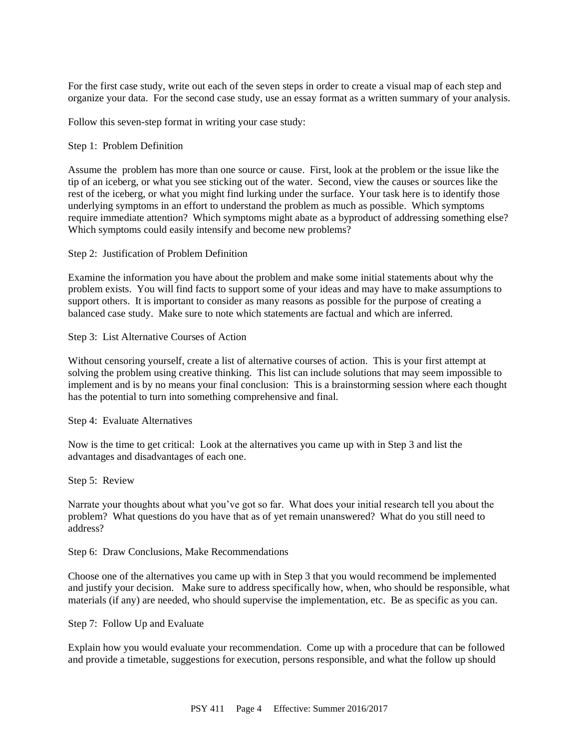For the first case study, write out each of the seven steps in order to create a visual map of each step and organize your data. For the second case study, use an essay format as a written summary of your analysis.

Follow this seven-step format in writing your case study:

Step 1: Problem Definition

Assume the problem has more than one source or cause. First, look at the problem or the issue like the tip of an iceberg, or what you see sticking out of the water. Second, view the causes or sources like the rest of the iceberg, or what you might find lurking under the surface. Your task here is to identify those underlying symptoms in an effort to understand the problem as much as possible. Which symptoms require immediate attention? Which symptoms might abate as a byproduct of addressing something else? Which symptoms could easily intensify and become new problems?

Step 2: Justification of Problem Definition

Examine the information you have about the problem and make some initial statements about why the problem exists. You will find facts to support some of your ideas and may have to make assumptions to support others. It is important to consider as many reasons as possible for the purpose of creating a balanced case study. Make sure to note which statements are factual and which are inferred.

Step 3: List Alternative Courses of Action

Without censoring yourself, create a list of alternative courses of action. This is your first attempt at solving the problem using creative thinking. This list can include solutions that may seem impossible to implement and is by no means your final conclusion: This is a brainstorming session where each thought has the potential to turn into something comprehensive and final.

Step 4: Evaluate Alternatives

Now is the time to get critical: Look at the alternatives you came up with in Step 3 and list the advantages and disadvantages of each one.

Step 5: Review

Narrate your thoughts about what you've got so far. What does your initial research tell you about the problem? What questions do you have that as of yet remain unanswered? What do you still need to address?

Step 6: Draw Conclusions, Make Recommendations

Choose one of the alternatives you came up with in Step 3 that you would recommend be implemented and justify your decision. Make sure to address specifically how, when, who should be responsible, what materials (if any) are needed, who should supervise the implementation, etc. Be as specific as you can.

Step 7: Follow Up and Evaluate

Explain how you would evaluate your recommendation. Come up with a procedure that can be followed and provide a timetable, suggestions for execution, persons responsible, and what the follow up should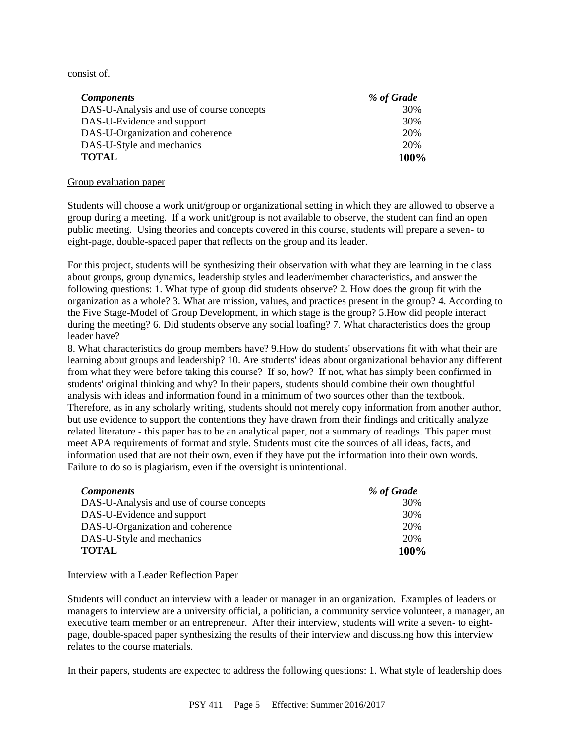consist of.

| *Components* | *% of Grade* |
|---|---|
| DAS-U-Analysis and use of course concepts | 30% |
| DAS-U-Evidence and support | 30% |
| DAS-U-Organization and coherence | 20% |
| DAS-U-Style and mechanics | 20% |
| **TOTAL** | **100%** |

Group evaluation paper

Students will choose a work unit/group or organizational setting in which they are allowed to observe a group during a meeting. If a work unit/group is not available to observe, the student can find an open public meeting. Using theories and concepts covered in this course, students will prepare a seven- to eight-page, double-spaced paper that reflects on the group and its leader.

For this project, students will be synthesizing their observation with what they are learning in the class about groups, group dynamics, leadership styles and leader/member characteristics, and answer the following questions: 1. What type of group did students observe? 2. How does the group fit with the organization as a whole? 3. What are mission, values, and practices present in the group? 4. According to the Five Stage-Model of Group Development, in which stage is the group? 5.How did people interact during the meeting? 6. Did students observe any social loafing? 7. What characteristics does the group leader have?
8. What characteristics do group members have? 9.How do students' observations fit with what their are learning about groups and leadership? 10. Are students' ideas about organizational behavior any different from what they were before taking this course? If so, how? If not, what has simply been confirmed in students' original thinking and why? In their papers, students should combine their own thoughtful analysis with ideas and information found in a minimum of two sources other than the textbook. Therefore, as in any scholarly writing, students should not merely copy information from another author, but use evidence to support the contentions they have drawn from their findings and critically analyze related literature - this paper has to be an analytical paper, not a summary of readings. This paper must meet APA requirements of format and style. Students must cite the sources of all ideas, facts, and information used that are not their own, even if they have put the information into their own words. Failure to do so is plagiarism, even if the oversight is unintentional.

| *Components* | *% of Grade* |
|---|---|
| DAS-U-Analysis and use of course concepts | 30% |
| DAS-U-Evidence and support | 30% |
| DAS-U-Organization and coherence | 20% |
| DAS-U-Style and mechanics | 20% |
| **TOTAL** | **100%** |

Interview with a Leader Reflection Paper

Students will conduct an interview with a leader or manager in an organization. Examples of leaders or managers to interview are a university official, a politician, a community service volunteer, a manager, an executive team member or an entrepreneur. After their interview, students will write a seven- to eight-page, double-spaced paper synthesizing the results of their interview and discussing how this interview relates to the course materials.

In their papers, students are expectec to address the following questions: 1. What style of leadership does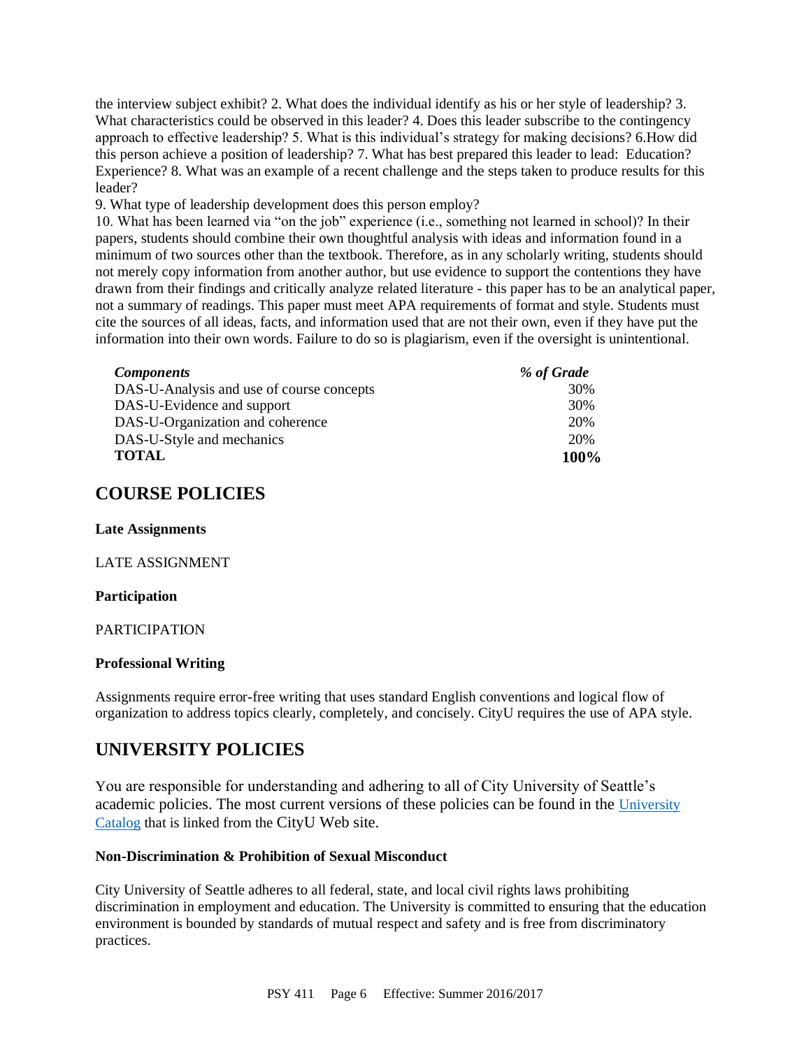the interview subject exhibit? 2. What does the individual identify as his or her style of leadership? 3. What characteristics could be observed in this leader? 4. Does this leader subscribe to the contingency approach to effective leadership? 5. What is this individual's strategy for making decisions? 6.How did this person achieve a position of leadership? 7. What has best prepared this leader to lead: Education? Experience? 8. What was an example of a recent challenge and the steps taken to produce results for this leader?

9. What type of leadership development does this person employ?

10. What has been learned via "on the job" experience (i.e., something not learned in school)? In their papers, students should combine their own thoughtful analysis with ideas and information found in a minimum of two sources other than the textbook. Therefore, as in any scholarly writing, students should not merely copy information from another author, but use evidence to support the contentions they have drawn from their findings and critically analyze related literature - this paper has to be an analytical paper, not a summary of readings. This paper must meet APA requirements of format and style. Students must cite the sources of all ideas, facts, and information used that are not their own, even if they have put the information into their own words. Failure to do so is plagiarism, even if the oversight is unintentional.

| *Components* | *% of Grade* |
|---|---|
| DAS-U-Analysis and use of course concepts | 30% |
| DAS-U-Evidence and support | 30% |
| DAS-U-Organization and coherence | 20% |
| DAS-U-Style and mechanics | 20% |
| **TOTAL** | **100%** |

## COURSE POLICIES

**Late Assignments**

LATE ASSIGNMENT

**Participation**

PARTICIPATION

**Professional Writing**

Assignments require error-free writing that uses standard English conventions and logical flow of organization to address topics clearly, completely, and concisely. CityU requires the use of APA style.

## UNIVERSITY POLICIES

You are responsible for understanding and adhering to all of City University of Seattle's academic policies. The most current versions of these policies can be found in the University Catalog that is linked from the CityU Web site.

**Non-Discrimination & Prohibition of Sexual Misconduct**

City University of Seattle adheres to all federal, state, and local civil rights laws prohibiting discrimination in employment and education. The University is committed to ensuring that the education environment is bounded by standards of mutual respect and safety and is free from discriminatory practices.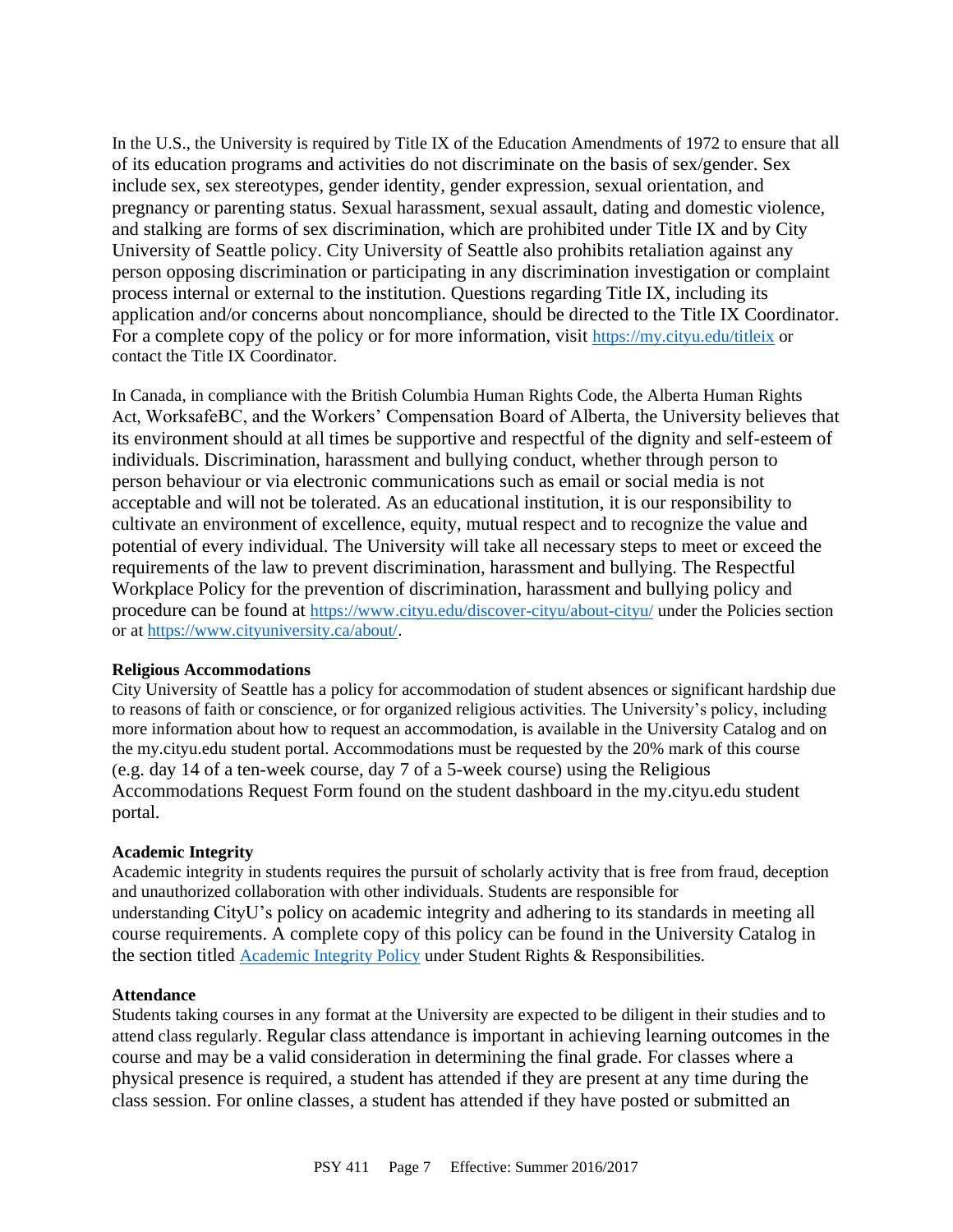In the U.S., the University is required by Title IX of the Education Amendments of 1972 to ensure that all of its education programs and activities do not discriminate on the basis of sex/gender. Sex include sex, sex stereotypes, gender identity, gender expression, sexual orientation, and pregnancy or parenting status. Sexual harassment, sexual assault, dating and domestic violence, and stalking are forms of sex discrimination, which are prohibited under Title IX and by City University of Seattle policy. City University of Seattle also prohibits retaliation against any person opposing discrimination or participating in any discrimination investigation or complaint process internal or external to the institution. Questions regarding Title IX, including its application and/or concerns about noncompliance, should be directed to the Title IX Coordinator. For a complete copy of the policy or for more information, visit https://my.cityu.edu/titleix or contact the Title IX Coordinator.

In Canada, in compliance with the British Columbia Human Rights Code, the Alberta Human Rights Act, WorksafeBC, and the Workers' Compensation Board of Alberta, the University believes that its environment should at all times be supportive and respectful of the dignity and self-esteem of individuals. Discrimination, harassment and bullying conduct, whether through person to person behaviour or via electronic communications such as email or social media is not acceptable and will not be tolerated. As an educational institution, it is our responsibility to cultivate an environment of excellence, equity, mutual respect and to recognize the value and potential of every individual. The University will take all necessary steps to meet or exceed the requirements of the law to prevent discrimination, harassment and bullying. The Respectful Workplace Policy for the prevention of discrimination, harassment and bullying policy and procedure can be found at https://www.cityu.edu/discover-cityu/about-cityu/ under the Policies section or at https://www.cityuniversity.ca/about/.

**Religious Accommodations**

City University of Seattle has a policy for accommodation of student absences or significant hardship due to reasons of faith or conscience, or for organized religious activities. The University's policy, including more information about how to request an accommodation, is available in the University Catalog and on the my.cityu.edu student portal. Accommodations must be requested by the 20% mark of this course (e.g. day 14 of a ten-week course, day 7 of a 5-week course) using the Religious Accommodations Request Form found on the student dashboard in the my.cityu.edu student portal.

**Academic Integrity**

Academic integrity in students requires the pursuit of scholarly activity that is free from fraud, deception and unauthorized collaboration with other individuals. Students are responsible for understanding CityU's policy on academic integrity and adhering to its standards in meeting all course requirements. A complete copy of this policy can be found in the University Catalog in the section titled Academic Integrity Policy under Student Rights & Responsibilities.

**Attendance**

Students taking courses in any format at the University are expected to be diligent in their studies and to attend class regularly. Regular class attendance is important in achieving learning outcomes in the course and may be a valid consideration in determining the final grade. For classes where a physical presence is required, a student has attended if they are present at any time during the class session. For online classes, a student has attended if they have posted or submitted an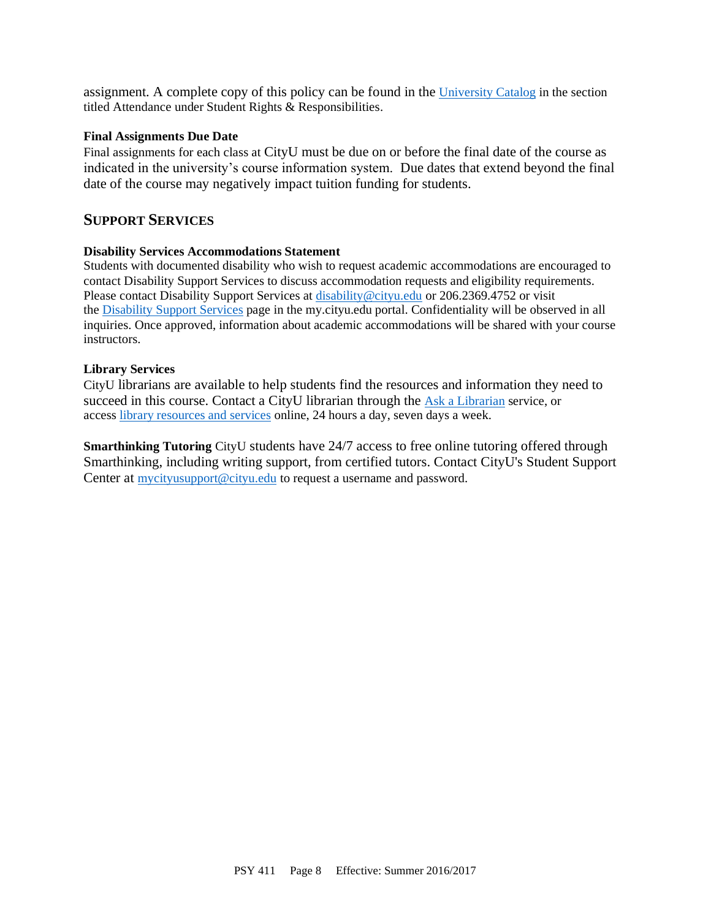assignment. A complete copy of this policy can be found in the University Catalog in the section titled Attendance under Student Rights & Responsibilities.

**Final Assignments Due Date**

Final assignments for each class at CityU must be due on or before the final date of the course as indicated in the university's course information system. Due dates that extend beyond the final date of the course may negatively impact tuition funding for students.

## SUPPORT SERVICES

**Disability Services Accommodations Statement**

Students with documented disability who wish to request academic accommodations are encouraged to contact Disability Support Services to discuss accommodation requests and eligibility requirements. Please contact Disability Support Services at disability@cityu.edu or 206.2369.4752 or visit the Disability Support Services page in the my.cityu.edu portal. Confidentiality will be observed in all inquiries. Once approved, information about academic accommodations will be shared with your course instructors.

**Library Services**

CityU librarians are available to help students find the resources and information they need to succeed in this course. Contact a CityU librarian through the Ask a Librarian service, or access library resources and services online, 24 hours a day, seven days a week.

**Smarthinking Tutoring** CityU students have 24/7 access to free online tutoring offered through Smarthinking, including writing support, from certified tutors. Contact CityU's Student Support Center at mycityusupport@cityu.edu to request a username and password.